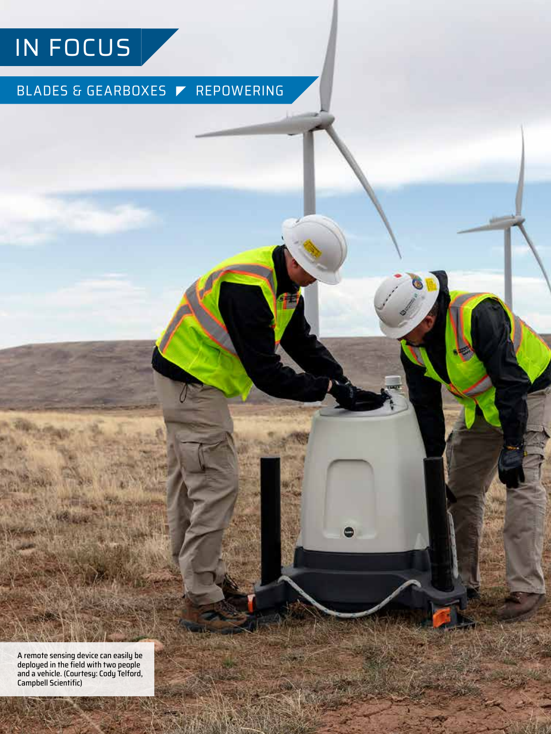IN FOCUS

BLADES & GEARBOXES ◤ REPOWERING

A remote sensing device can easily be deployed in the field with two people and a vehicle. (Courtesy: Cody Telford, Campbell Scientific)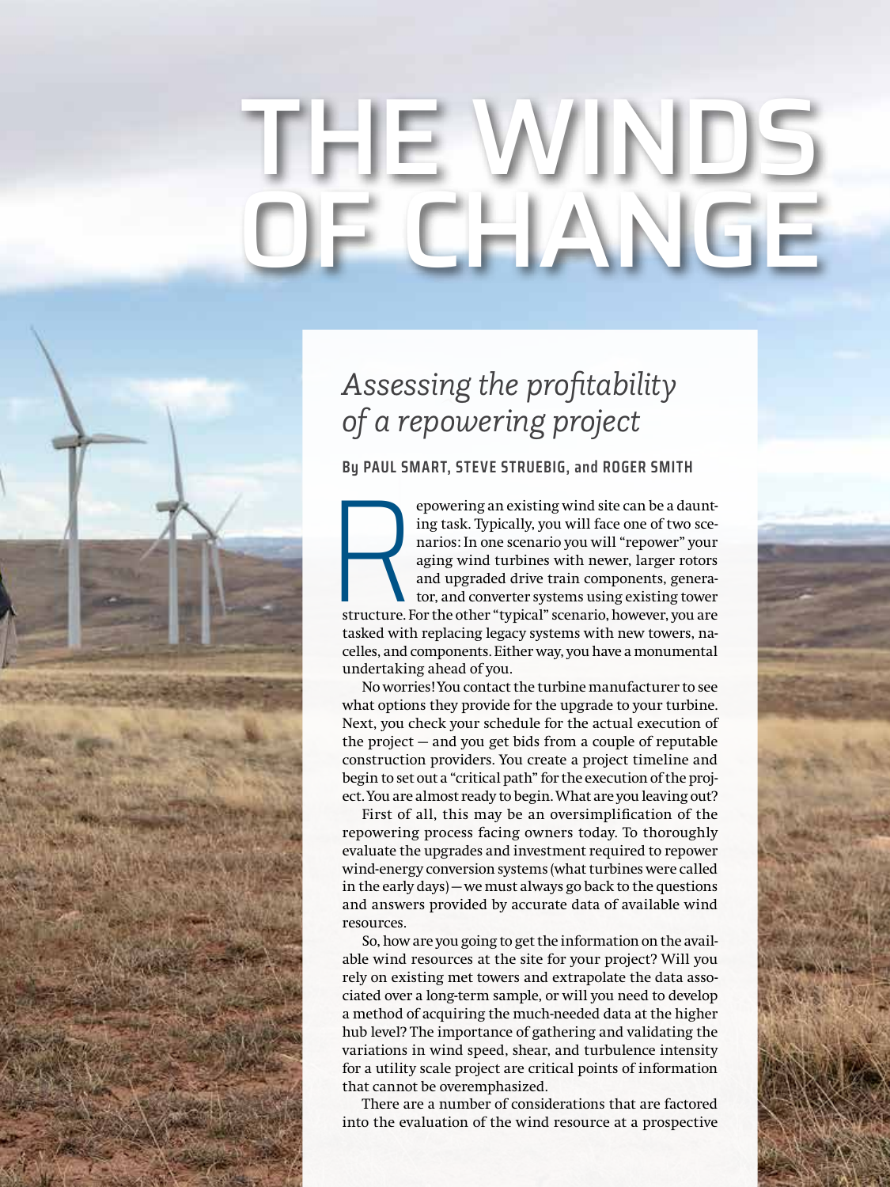# THE WINDS OF CHANGE

## *Assessing the profitability of a repowering project*

**By PAUL SMART, STEVE STRUEBIG, and ROGER SMITH**

Repowering an existing wind site can be a daunting task. Typically, you will face one of two scenarios: In one scenario you will "repower" your aging wind turbines with newer, larger rotors and upgraded drive train components, generator, and converter systems using existing tower structure. For the other "typical" scenario, however, you are tasked with replacing legacy systems with new towers, nacelles, and components. Either way, you have a monumental undertaking ahead of you.

No worries! You contact the turbine manufacturer to see what options they provide for the upgrade to your turbine. Next, you check your schedule for the actual execution of the project — and you get bids from a couple of reputable construction providers. You create a project timeline and begin to set out a "critical path" for the execution of the project. You are almost ready to begin. What are you leaving out?

First of all, this may be an oversimplification of the repowering process facing owners today. To thoroughly evaluate the upgrades and investment required to repower wind-energy conversion systems (what turbines were called in the early days) — we must always go back to the questions and answers provided by accurate data of available wind resources.

So, how are you going to get the information on the available wind resources at the site for your project? Will you rely on existing met towers and extrapolate the data associated over a long-term sample, or will you need to develop a method of acquiring the much-needed data at the higher hub level? The importance of gathering and validating the variations in wind speed, shear, and turbulence intensity for a utility scale project are critical points of information that cannot be overemphasized.

There are a number of considerations that are factored into the evaluation of the wind resource at a prospective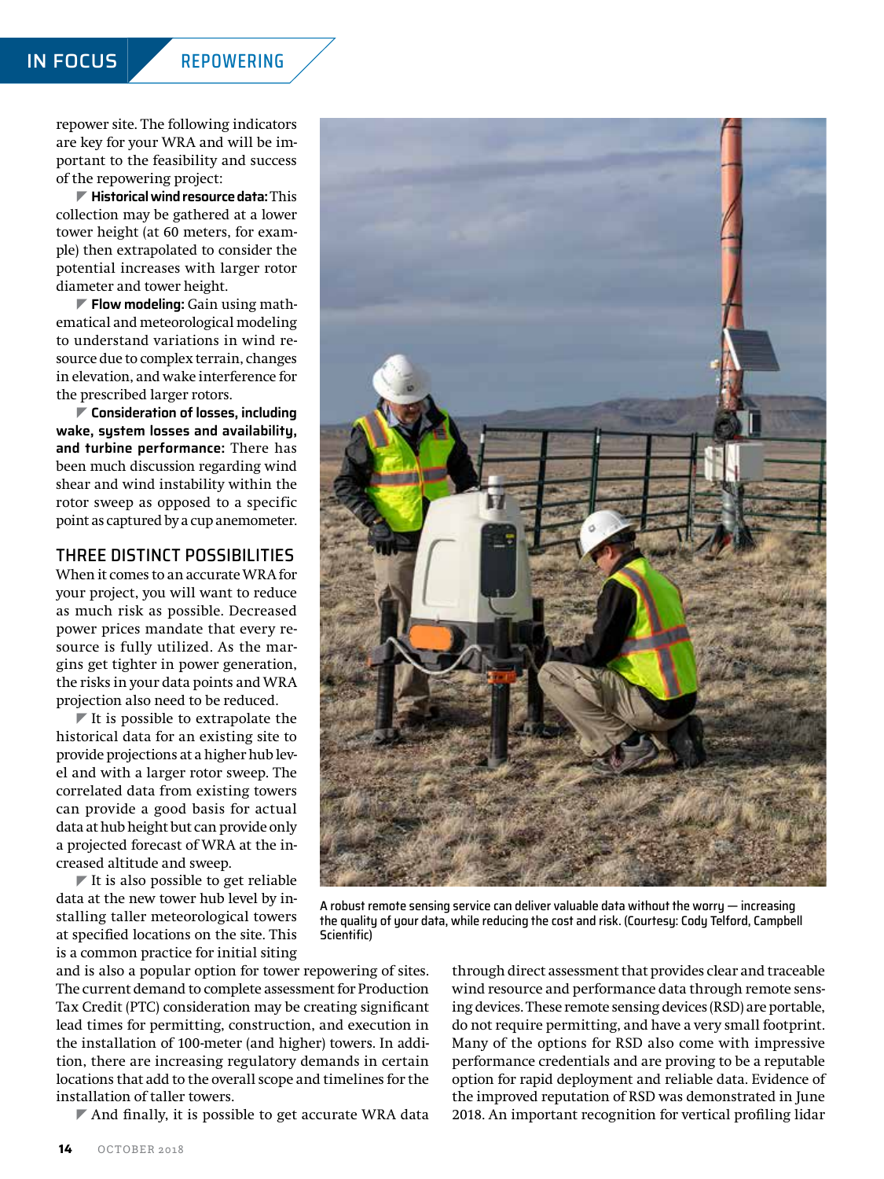repower site. The following indicators are key for your WRA and will be important to the feasibility and success of the repowering project:

- **Historical wind resource data:** This collection may be gathered at a lower tower height (at 60 meters, for example) then extrapolated to consider the potential increases with larger rotor diameter and tower height.
- **Flow modeling:** Gain using mathematical and meteorological modeling to understand variations in wind resource due to complex terrain, changes in elevation, and wake interference for the prescribed larger rotors.
- **Consideration of losses, including wake, system losses and availability, and turbine performance:** There has been much discussion regarding wind shear and wind instability within the rotor sweep as opposed to a specific point as captured by a cup anemometer.

## THREE DISTINCT POSSIBILITIES

When it comes to an accurate WRA for your project, you will want to reduce as much risk as possible. Decreased power prices mandate that every resource is fully utilized. As the margins get tighter in power generation, the risks in your data points and WRA projection also need to be reduced.

- It is possible to extrapolate the historical data for an existing site to provide projections at a higher hub level and with a larger rotor sweep. The correlated data from existing towers can provide a good basis for actual data at hub height but can provide only a projected forecast of WRA at the increased altitude and sweep.
- It is also possible to get reliable data at the new tower hub level by installing taller meteorological towers at specified locations on the site. This is a common practice for initial siting and is also a popular option for tower repowering of sites. The current demand to complete assessment for Production Tax Credit (PTC) consideration may be creating significant lead times for permitting, construction, and execution in the installation of 100-meter (and higher) towers. In addition, there are increasing regulatory demands in certain locations that add to the overall scope and timelines for the installation of taller towers.
- And finally, it is possible to get accurate WRA data through direct assessment that provides clear and traceable wind resource and performance data through remote sensing devices. These remote sensing devices (RSD) are portable, do not require permitting, and have a very small footprint. Many of the options for RSD also come with impressive performance credentials and are proving to be a reputable option for rapid deployment and reliable data. Evidence of the improved reputation of RSD was demonstrated in June 2018. An important recognition for vertical profiling lidar

A robust remote sensing service can deliver valuable data without the worry — increasing the quality of your data, while reducing the cost and risk. (Courtesy: Cody Telford, Campbell Scientific)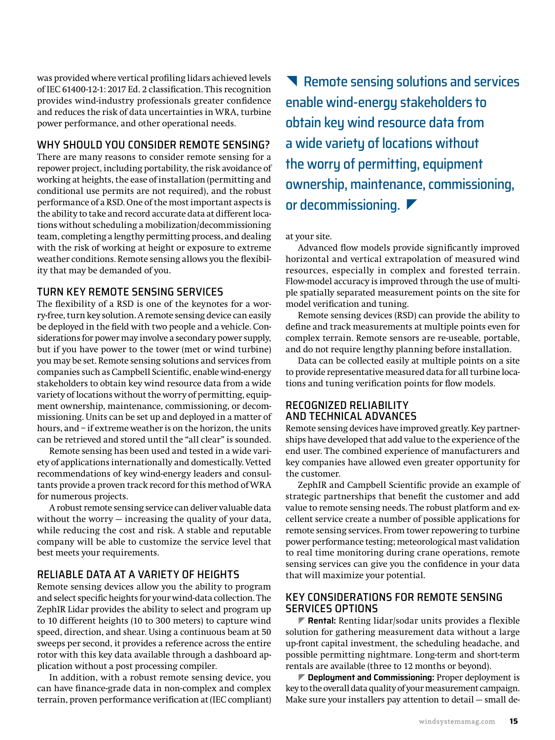was provided where vertical profiling lidars achieved levels of IEC 61400-12-1: 2017 Ed. 2 classification. This recognition provides wind-industry professionals greater confidence and reduces the risk of data uncertainties in WRA, turbine power performance, and other operational needs.

## WHY SHOULD YOU CONSIDER REMOTE SENSING?

There are many reasons to consider remote sensing for a repower project, including portability, the risk avoidance of working at heights, the ease of installation (permitting and conditional use permits are not required), and the robust performance of a RSD. One of the most important aspects is the ability to take and record accurate data at different locations without scheduling a mobilization/decommissioning team, completing a lengthy permitting process, and dealing with the risk of working at height or exposure to extreme weather conditions. Remote sensing allows you the flexibility that may be demanded of you.

## TURN KEY REMOTE SENSING SERVICES

The flexibility of a RSD is one of the keynotes for a worry-free, turn key solution. A remote sensing device can easily be deployed in the field with two people and a vehicle. Considerations for power may involve a secondary power supply, but if you have power to the tower (met or wind turbine) you may be set. Remote sensing solutions and services from companies such as Campbell Scientific, enable wind-energy stakeholders to obtain key wind resource data from a wide variety of locations without the worry of permitting, equipment ownership, maintenance, commissioning, or decommissioning. Units can be set up and deployed in a matter of hours, and – if extreme weather is on the horizon, the units can be retrieved and stored until the "all clear" is sounded.

Remote sensing has been used and tested in a wide variety of applications internationally and domestically. Vetted recommendations of key wind-energy leaders and consultants provide a proven track record for this method of WRA for numerous projects.

A robust remote sensing service can deliver valuable data without the worry — increasing the quality of your data, while reducing the cost and risk. A stable and reputable company will be able to customize the service level that best meets your requirements.

## RELIABLE DATA AT A VARIETY OF HEIGHTS

Remote sensing devices allow you the ability to program and select specific heights for your wind-data collection. The ZephIR Lidar provides the ability to select and program up to 10 different heights (10 to 300 meters) to capture wind speed, direction, and shear. Using a continuous beam at 50 sweeps per second, it provides a reference across the entire rotor with this key data available through a dashboard application without a post processing compiler.

In addition, with a robust remote sensing device, you can have finance-grade data in non-complex and complex terrain, proven performance verification at (IEC compliant) at your site.

> Remote sensing solutions and services enable wind-energy stakeholders to obtain key wind resource data from a wide variety of locations without the worry of permitting, equipment ownership, maintenance, commissioning, or decommissioning.

Advanced flow models provide significantly improved horizontal and vertical extrapolation of measured wind resources, especially in complex and forested terrain. Flow-model accuracy is improved through the use of multiple spatially separated measurement points on the site for model verification and tuning.

Remote sensing devices (RSD) can provide the ability to define and track measurements at multiple points even for complex terrain. Remote sensors are re-useable, portable, and do not require lengthy planning before installation.

Data can be collected easily at multiple points on a site to provide representative measured data for all turbine locations and tuning verification points for flow models.

## RECOGNIZED RELIABILITY AND TECHNICAL ADVANCES

Remote sensing devices have improved greatly. Key partnerships have developed that add value to the experience of the end user. The combined experience of manufacturers and key companies have allowed even greater opportunity for the customer.

ZephIR and Campbell Scientific provide an example of strategic partnerships that benefit the customer and add value to remote sensing needs. The robust platform and excellent service create a number of possible applications for remote sensing services. From tower repowering to turbine power performance testing; meteorological mast validation to real time monitoring during crane operations, remote sensing services can give you the confidence in your data that will maximize your potential.

## KEY CONSIDERATIONS FOR REMOTE SENSING SERVICES OPTIONS

**Rental:** Renting lidar/sodar units provides a flexible solution for gathering measurement data without a large up-front capital investment, the scheduling headache, and possible permitting nightmare. Long-term and short-term rentals are available (three to 12 months or beyond).

**Deployment and Commissioning:** Proper deployment is key to the overall data quality of your measurement campaign. Make sure your installers pay attention to detail — small de-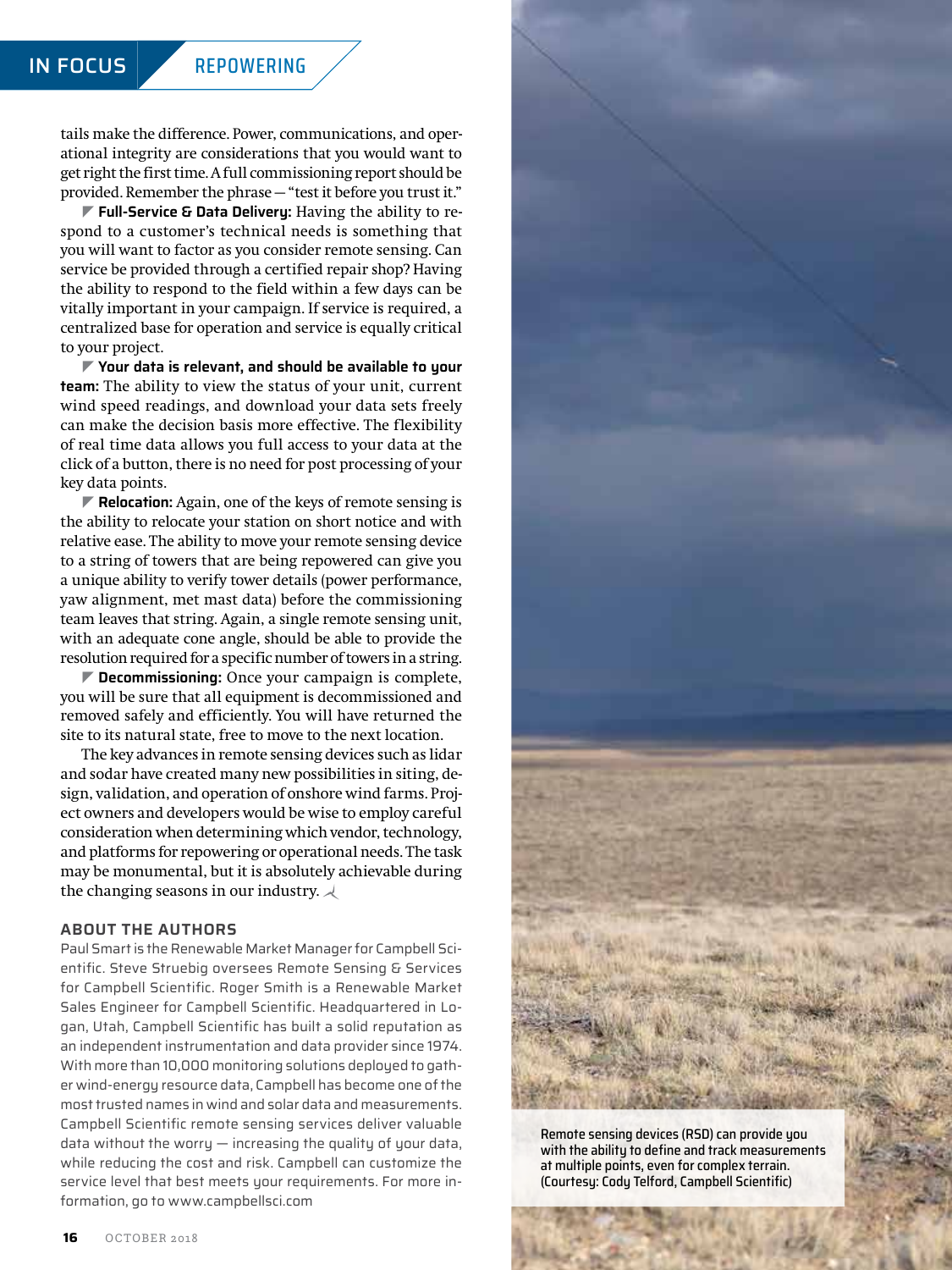tails make the difference. Power, communications, and operational integrity are considerations that you would want to get right the first time. A full commissioning report should be provided. Remember the phrase — "test it before you trust it."

**Full-Service & Data Delivery:** Having the ability to respond to a customer's technical needs is something that you will want to factor as you consider remote sensing. Can service be provided through a certified repair shop? Having the ability to respond to the field within a few days can be vitally important in your campaign. If service is required, a centralized base for operation and service is equally critical to your project.

**Your data is relevant, and should be available to your team:** The ability to view the status of your unit, current wind speed readings, and download your data sets freely can make the decision basis more effective. The flexibility of real time data allows you full access to your data at the click of a button, there is no need for post processing of your key data points.

**Relocation:** Again, one of the keys of remote sensing is the ability to relocate your station on short notice and with relative ease. The ability to move your remote sensing device to a string of towers that are being repowered can give you a unique ability to verify tower details (power performance, yaw alignment, met mast data) before the commissioning team leaves that string. Again, a single remote sensing unit, with an adequate cone angle, should be able to provide the resolution required for a specific number of towers in a string.

**Decommissioning:** Once your campaign is complete, you will be sure that all equipment is decommissioned and removed safely and efficiently. You will have returned the site to its natural state, free to move to the next location.

The key advances in remote sensing devices such as lidar and sodar have created many new possibilities in siting, design, validation, and operation of onshore wind farms. Project owners and developers would be wise to employ careful consideration when determining which vendor, technology, and platforms for repowering or operational needs. The task may be monumental, but it is absolutely achievable during the changing seasons in our industry.

## ABOUT THE AUTHORS

Paul Smart is the Renewable Market Manager for Campbell Scientific. Steve Struebig oversees Remote Sensing & Services for Campbell Scientific. Roger Smith is a Renewable Market Sales Engineer for Campbell Scientific. Headquartered in Logan, Utah, Campbell Scientific has built a solid reputation as an independent instrumentation and data provider since 1974. With more than 10,000 monitoring solutions deployed to gather wind-energy resource data, Campbell has become one of the most trusted names in wind and solar data and measurements. Campbell Scientific remote sensing services deliver valuable data without the worry — increasing the quality of your data, while reducing the cost and risk. Campbell can customize the service level that best meets your requirements. For more information, go to www.campbellsci.com

Remote sensing devices (RSD) can provide you with the ability to define and track measurements at multiple points, even for complex terrain. (Courtesy: Cody Telford, Campbell Scientific)